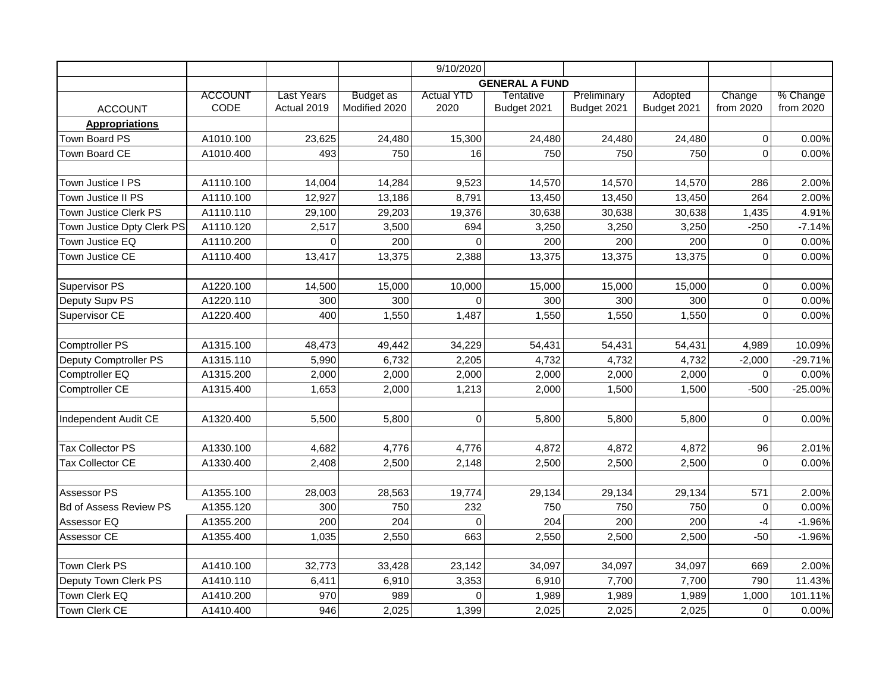| | | | | 9/10/2020 | | | | | |
|---|---|---|---|---|---|---|---|---|---|
| | | | | | **GENERAL A FUND** | | | | |
| ACCOUNT | ACCOUNT CODE | Last Years Actual 2019 | Budget as Modified 2020 | Actual YTD 2020 | Tentative Budget 2021 | Preliminary Budget 2021 | Adopted Budget 2021 | Change from 2020 | % Change from 2020 |
| **Appropriations** | | | | | | | | | |
| Town Board PS | A1010.100 | 23,625 | 24,480 | 15,300 | 24,480 | 24,480 | 24,480 | 0 | 0.00% |
| Town Board CE | A1010.400 | 493 | 750 | 16 | 750 | 750 | 750 | 0 | 0.00% |
| | | | | | | | | | |
| Town Justice I PS | A1110.100 | 14,004 | 14,284 | 9,523 | 14,570 | 14,570 | 14,570 | 286 | 2.00% |
| Town Justice II PS | A1110.100 | 12,927 | 13,186 | 8,791 | 13,450 | 13,450 | 13,450 | 264 | 2.00% |
| Town Justice Clerk PS | A1110.110 | 29,100 | 29,203 | 19,376 | 30,638 | 30,638 | 30,638 | 1,435 | 4.91% |
| Town Justice Dpty Clerk PS | A1110.120 | 2,517 | 3,500 | 694 | 3,250 | 3,250 | 3,250 | -250 | -7.14% |
| Town Justice EQ | A1110.200 | 0 | 200 | 0 | 200 | 200 | 200 | 0 | 0.00% |
| Town Justice CE | A1110.400 | 13,417 | 13,375 | 2,388 | 13,375 | 13,375 | 13,375 | 0 | 0.00% |
| | | | | | | | | | |
| Supervisor PS | A1220.100 | 14,500 | 15,000 | 10,000 | 15,000 | 15,000 | 15,000 | 0 | 0.00% |
| Deputy Supv PS | A1220.110 | 300 | 300 | 0 | 300 | 300 | 300 | 0 | 0.00% |
| Supervisor CE | A1220.400 | 400 | 1,550 | 1,487 | 1,550 | 1,550 | 1,550 | 0 | 0.00% |
| | | | | | | | | | |
| Comptroller PS | A1315.100 | 48,473 | 49,442 | 34,229 | 54,431 | 54,431 | 54,431 | 4,989 | 10.09% |
| Deputy Comptroller PS | A1315.110 | 5,990 | 6,732 | 2,205 | 4,732 | 4,732 | 4,732 | -2,000 | -29.71% |
| Comptroller EQ | A1315.200 | 2,000 | 2,000 | 2,000 | 2,000 | 2,000 | 2,000 | 0 | 0.00% |
| Comptroller CE | A1315.400 | 1,653 | 2,000 | 1,213 | 2,000 | 1,500 | 1,500 | -500 | -25.00% |
| | | | | | | | | | |
| Independent Audit CE | A1320.400 | 5,500 | 5,800 | 0 | 5,800 | 5,800 | 5,800 | 0 | 0.00% |
| | | | | | | | | | |
| Tax Collector PS | A1330.100 | 4,682 | 4,776 | 4,776 | 4,872 | 4,872 | 4,872 | 96 | 2.01% |
| Tax Collector CE | A1330.400 | 2,408 | 2,500 | 2,148 | 2,500 | 2,500 | 2,500 | 0 | 0.00% |
| | | | | | | | | | |
| Assessor PS | A1355.100 | 28,003 | 28,563 | 19,774 | 29,134 | 29,134 | 29,134 | 571 | 2.00% |
| Bd of Assess Review PS | A1355.120 | 300 | 750 | 232 | 750 | 750 | 750 | 0 | 0.00% |
| Assessor EQ | A1355.200 | 200 | 204 | 0 | 204 | 200 | 200 | -4 | -1.96% |
| Assessor CE | A1355.400 | 1,035 | 2,550 | 663 | 2,550 | 2,500 | 2,500 | -50 | -1.96% |
| | | | | | | | | | |
| Town Clerk PS | A1410.100 | 32,773 | 33,428 | 23,142 | 34,097 | 34,097 | 34,097 | 669 | 2.00% |
| Deputy Town Clerk PS | A1410.110 | 6,411 | 6,910 | 3,353 | 6,910 | 7,700 | 7,700 | 790 | 11.43% |
| Town Clerk EQ | A1410.200 | 970 | 989 | 0 | 1,989 | 1,989 | 1,989 | 1,000 | 101.11% |
| Town Clerk CE | A1410.400 | 946 | 2,025 | 1,399 | 2,025 | 2,025 | 2,025 | 0 | 0.00% |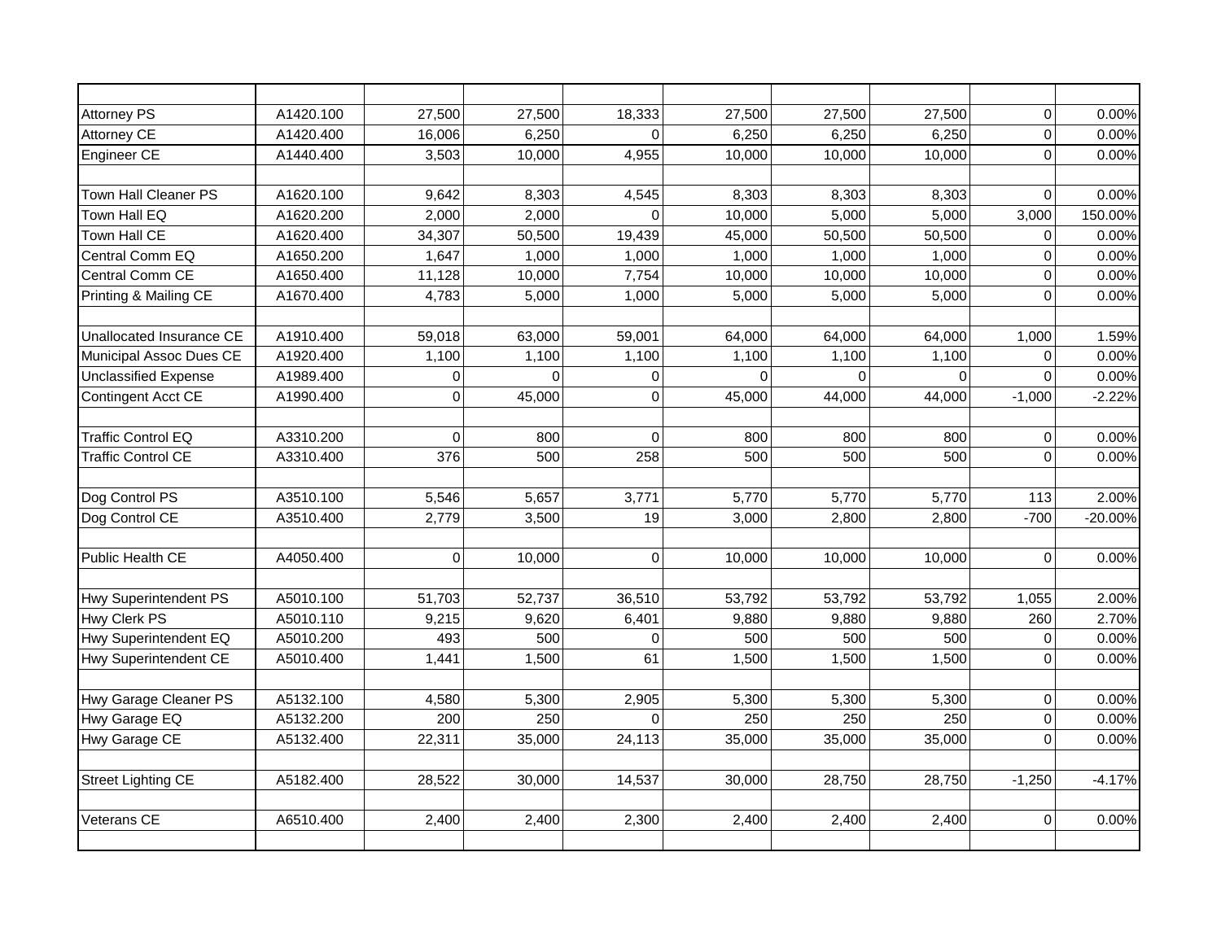| | | | | | | | | | |
|---|---|---|---|---|---|---|---|---|---|
| Attorney PS | A1420.100 | 27,500 | 27,500 | 18,333 | 27,500 | 27,500 | 27,500 | 0 | 0.00% |
| Attorney CE | A1420.400 | 16,006 | 6,250 | 0 | 6,250 | 6,250 | 6,250 | 0 | 0.00% |
| Engineer CE | A1440.400 | 3,503 | 10,000 | 4,955 | 10,000 | 10,000 | 10,000 | 0 | 0.00% |
| | | | | | | | | | |
| Town Hall Cleaner PS | A1620.100 | 9,642 | 8,303 | 4,545 | 8,303 | 8,303 | 8,303 | 0 | 0.00% |
| Town Hall EQ | A1620.200 | 2,000 | 2,000 | 0 | 10,000 | 5,000 | 5,000 | 3,000 | 150.00% |
| Town Hall CE | A1620.400 | 34,307 | 50,500 | 19,439 | 45,000 | 50,500 | 50,500 | 0 | 0.00% |
| Central Comm EQ | A1650.200 | 1,647 | 1,000 | 1,000 | 1,000 | 1,000 | 1,000 | 0 | 0.00% |
| Central Comm CE | A1650.400 | 11,128 | 10,000 | 7,754 | 10,000 | 10,000 | 10,000 | 0 | 0.00% |
| Printing & Mailing CE | A1670.400 | 4,783 | 5,000 | 1,000 | 5,000 | 5,000 | 5,000 | 0 | 0.00% |
| | | | | | | | | | |
| Unallocated Insurance CE | A1910.400 | 59,018 | 63,000 | 59,001 | 64,000 | 64,000 | 64,000 | 1,000 | 1.59% |
| Municipal Assoc Dues CE | A1920.400 | 1,100 | 1,100 | 1,100 | 1,100 | 1,100 | 1,100 | 0 | 0.00% |
| Unclassified Expense | A1989.400 | 0 | 0 | 0 | 0 | 0 | 0 | 0 | 0.00% |
| Contingent Acct CE | A1990.400 | 0 | 45,000 | 0 | 45,000 | 44,000 | 44,000 | -1,000 | -2.22% |
| | | | | | | | | | |
| Traffic Control EQ | A3310.200 | 0 | 800 | 0 | 800 | 800 | 800 | 0 | 0.00% |
| Traffic Control CE | A3310.400 | 376 | 500 | 258 | 500 | 500 | 500 | 0 | 0.00% |
| | | | | | | | | | |
| Dog Control PS | A3510.100 | 5,546 | 5,657 | 3,771 | 5,770 | 5,770 | 5,770 | 113 | 2.00% |
| Dog Control CE | A3510.400 | 2,779 | 3,500 | 19 | 3,000 | 2,800 | 2,800 | -700 | -20.00% |
| | | | | | | | | | |
| Public Health CE | A4050.400 | 0 | 10,000 | 0 | 10,000 | 10,000 | 10,000 | 0 | 0.00% |
| | | | | | | | | | |
| Hwy Superintendent PS | A5010.100 | 51,703 | 52,737 | 36,510 | 53,792 | 53,792 | 53,792 | 1,055 | 2.00% |
| Hwy Clerk PS | A5010.110 | 9,215 | 9,620 | 6,401 | 9,880 | 9,880 | 9,880 | 260 | 2.70% |
| Hwy Superintendent EQ | A5010.200 | 493 | 500 | 0 | 500 | 500 | 500 | 0 | 0.00% |
| Hwy Superintendent CE | A5010.400 | 1,441 | 1,500 | 61 | 1,500 | 1,500 | 1,500 | 0 | 0.00% |
| | | | | | | | | | |
| Hwy Garage Cleaner PS | A5132.100 | 4,580 | 5,300 | 2,905 | 5,300 | 5,300 | 5,300 | 0 | 0.00% |
| Hwy Garage EQ | A5132.200 | 200 | 250 | 0 | 250 | 250 | 250 | 0 | 0.00% |
| Hwy Garage CE | A5132.400 | 22,311 | 35,000 | 24,113 | 35,000 | 35,000 | 35,000 | 0 | 0.00% |
| | | | | | | | | | |
| Street Lighting CE | A5182.400 | 28,522 | 30,000 | 14,537 | 30,000 | 28,750 | 28,750 | -1,250 | -4.17% |
| | | | | | | | | | |
| Veterans CE | A6510.400 | 2,400 | 2,400 | 2,300 | 2,400 | 2,400 | 2,400 | 0 | 0.00% |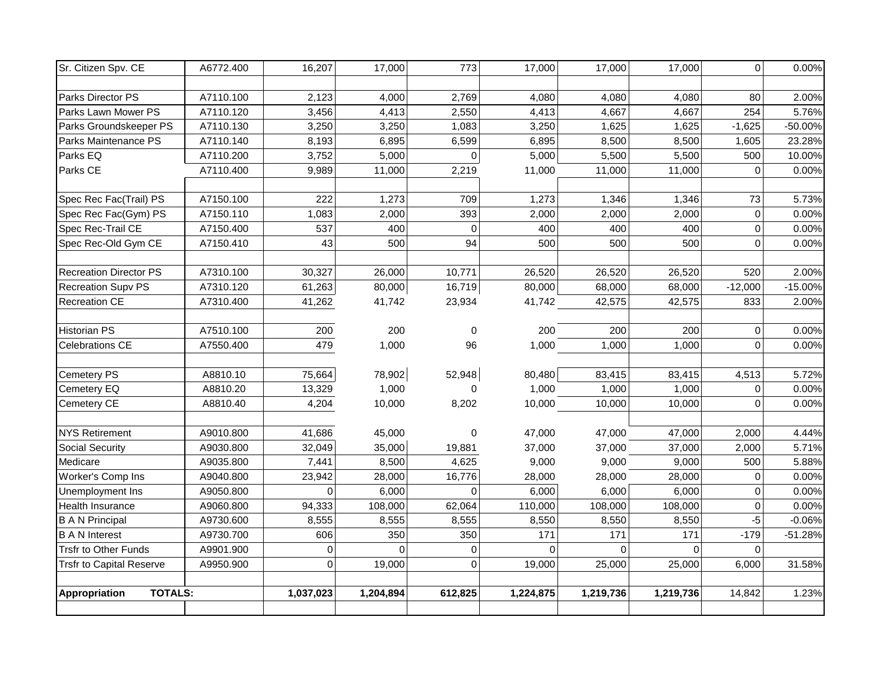| | | | | | | | | | |
|---|---|---|---|---|---|---|---|---|---|
| Sr. Citizen Spv. CE | A6772.400 | 16,207 | 17,000 | 773 | 17,000 | 17,000 | 17,000 | 0 | 0.00% |
| | | | | | | | | | |
| Parks Director PS | A7110.100 | 2,123 | 4,000 | 2,769 | 4,080 | 4,080 | 4,080 | 80 | 2.00% |
| Parks Lawn Mower PS | A7110.120 | 3,456 | 4,413 | 2,550 | 4,413 | 4,667 | 4,667 | 254 | 5.76% |
| Parks Groundskeeper PS | A7110.130 | 3,250 | 3,250 | 1,083 | 3,250 | 1,625 | 1,625 | -1,625 | -50.00% |
| Parks Maintenance PS | A7110.140 | 8,193 | 6,895 | 6,599 | 6,895 | 8,500 | 8,500 | 1,605 | 23.28% |
| Parks EQ | A7110.200 | 3,752 | 5,000 | 0 | 5,000 | 5,500 | 5,500 | 500 | 10.00% |
| Parks CE | A7110.400 | 9,989 | 11,000 | 2,219 | 11,000 | 11,000 | 11,000 | 0 | 0.00% |
| | | | | | | | | | |
| Spec Rec Fac(Trail) PS | A7150.100 | 222 | 1,273 | 709 | 1,273 | 1,346 | 1,346 | 73 | 5.73% |
| Spec Rec Fac(Gym) PS | A7150.110 | 1,083 | 2,000 | 393 | 2,000 | 2,000 | 2,000 | 0 | 0.00% |
| Spec Rec-Trail CE | A7150.400 | 537 | 400 | 0 | 400 | 400 | 400 | 0 | 0.00% |
| Spec Rec-Old Gym CE | A7150.410 | 43 | 500 | 94 | 500 | 500 | 500 | 0 | 0.00% |
| | | | | | | | | | |
| Recreation Director PS | A7310.100 | 30,327 | 26,000 | 10,771 | 26,520 | 26,520 | 26,520 | 520 | 2.00% |
| Recreation Supv PS | A7310.120 | 61,263 | 80,000 | 16,719 | 80,000 | 68,000 | 68,000 | -12,000 | -15.00% |
| Recreation CE | A7310.400 | 41,262 | 41,742 | 23,934 | 41,742 | 42,575 | 42,575 | 833 | 2.00% |
| | | | | | | | | | |
| Historian PS | A7510.100 | 200 | 200 | 0 | 200 | 200 | 200 | 0 | 0.00% |
| Celebrations CE | A7550.400 | 479 | 1,000 | 96 | 1,000 | 1,000 | 1,000 | 0 | 0.00% |
| | | | | | | | | | |
| Cemetery PS | A8810.10 | 75,664 | 78,902 | 52,948 | 80,480 | 83,415 | 83,415 | 4,513 | 5.72% |
| Cemetery EQ | A8810.20 | 13,329 | 1,000 | 0 | 1,000 | 1,000 | 1,000 | 0 | 0.00% |
| Cemetery CE | A8810.40 | 4,204 | 10,000 | 8,202 | 10,000 | 10,000 | 10,000 | 0 | 0.00% |
| | | | | | | | | | |
| NYS Retirement | A9010.800 | 41,686 | 45,000 | 0 | 47,000 | 47,000 | 47,000 | 2,000 | 4.44% |
| Social Security | A9030.800 | 32,049 | 35,000 | 19,881 | 37,000 | 37,000 | 37,000 | 2,000 | 5.71% |
| Medicare | A9035.800 | 7,441 | 8,500 | 4,625 | 9,000 | 9,000 | 9,000 | 500 | 5.88% |
| Worker's Comp Ins | A9040.800 | 23,942 | 28,000 | 16,776 | 28,000 | 28,000 | 28,000 | 0 | 0.00% |
| Unemployment Ins | A9050.800 | 0 | 6,000 | 0 | 6,000 | 6,000 | 6,000 | 0 | 0.00% |
| Health Insurance | A9060.800 | 94,333 | 108,000 | 62,064 | 110,000 | 108,000 | 108,000 | 0 | 0.00% |
| B A N Principal | A9730.600 | 8,555 | 8,555 | 8,555 | 8,550 | 8,550 | 8,550 | -5 | -0.06% |
| B A N Interest | A9730.700 | 606 | 350 | 350 | 171 | 171 | 171 | -179 | -51.28% |
| Trsfr to Other Funds | A9901.900 | 0 | 0 | 0 | 0 | 0 | 0 | 0 | |
| Trsfr to Capital Reserve | A9950.900 | 0 | 19,000 | 0 | 19,000 | 25,000 | 25,000 | 6,000 | 31.58% |
| | | | | | | | | | |
| **Appropriation TOTALS:** | | **1,037,023** | **1,204,894** | **612,825** | **1,224,875** | **1,219,736** | **1,219,736** | 14,842 | 1.23% |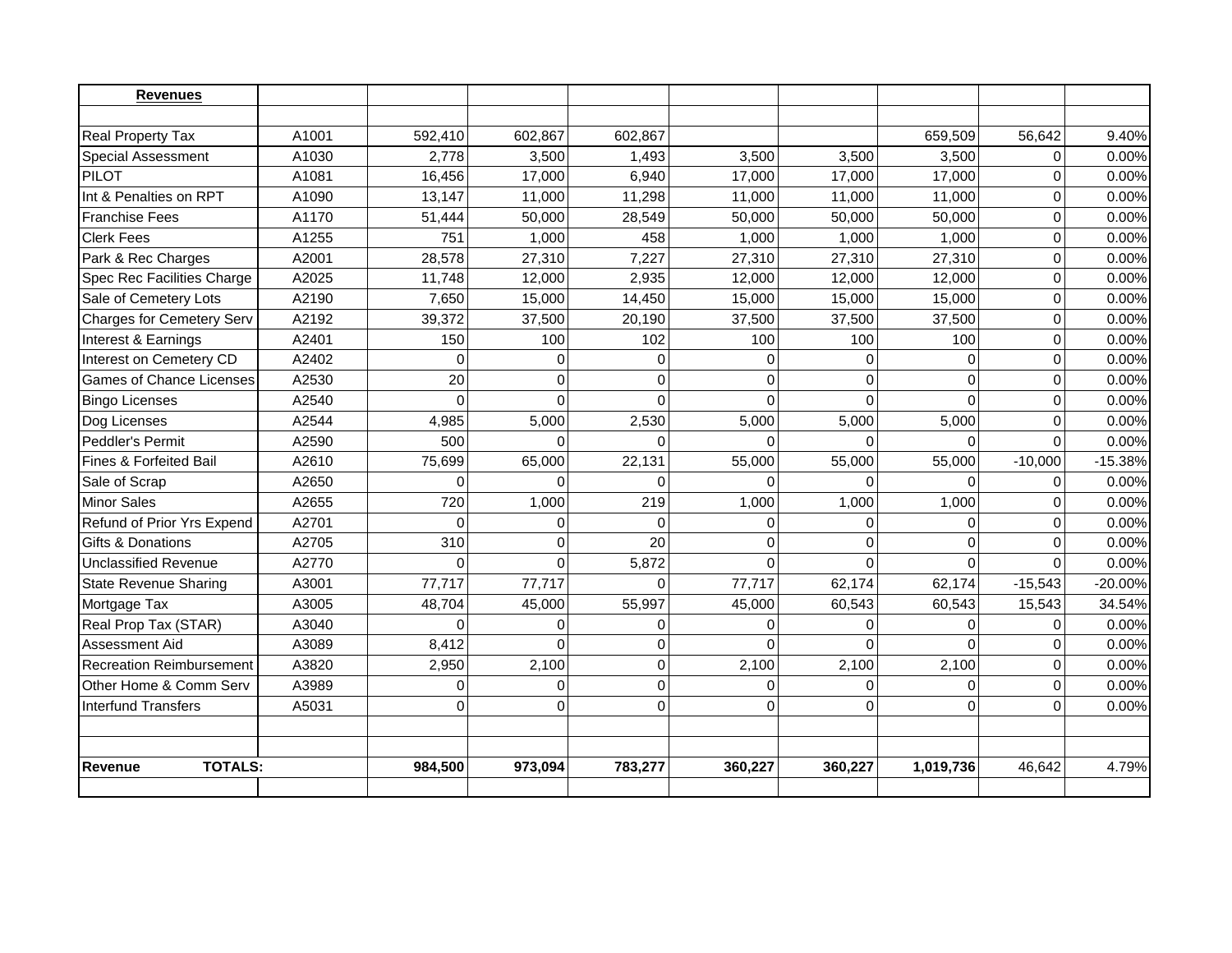| Revenues | | | | | | | | | |
|---|---|---|---|---|---|---|---|---|---|
| | | | | | | | | | |
| Real Property Tax | A1001 | 592,410 | 602,867 | 602,867 | | | 659,509 | 56,642 | 9.40% |
| Special Assessment | A1030 | 2,778 | 3,500 | 1,493 | 3,500 | 3,500 | 3,500 | 0 | 0.00% |
| PILOT | A1081 | 16,456 | 17,000 | 6,940 | 17,000 | 17,000 | 17,000 | 0 | 0.00% |
| Int & Penalties on RPT | A1090 | 13,147 | 11,000 | 11,298 | 11,000 | 11,000 | 11,000 | 0 | 0.00% |
| Franchise Fees | A1170 | 51,444 | 50,000 | 28,549 | 50,000 | 50,000 | 50,000 | 0 | 0.00% |
| Clerk Fees | A1255 | 751 | 1,000 | 458 | 1,000 | 1,000 | 1,000 | 0 | 0.00% |
| Park & Rec Charges | A2001 | 28,578 | 27,310 | 7,227 | 27,310 | 27,310 | 27,310 | 0 | 0.00% |
| Spec Rec Facilities Charge | A2025 | 11,748 | 12,000 | 2,935 | 12,000 | 12,000 | 12,000 | 0 | 0.00% |
| Sale of Cemetery Lots | A2190 | 7,650 | 15,000 | 14,450 | 15,000 | 15,000 | 15,000 | 0 | 0.00% |
| Charges for Cemetery Serv | A2192 | 39,372 | 37,500 | 20,190 | 37,500 | 37,500 | 37,500 | 0 | 0.00% |
| Interest & Earnings | A2401 | 150 | 100 | 102 | 100 | 100 | 100 | 0 | 0.00% |
| Interest on Cemetery CD | A2402 | 0 | 0 | 0 | 0 | 0 | 0 | 0 | 0.00% |
| Games of Chance Licenses | A2530 | 20 | 0 | 0 | 0 | 0 | 0 | 0 | 0.00% |
| Bingo Licenses | A2540 | 0 | 0 | 0 | 0 | 0 | 0 | 0 | 0.00% |
| Dog Licenses | A2544 | 4,985 | 5,000 | 2,530 | 5,000 | 5,000 | 5,000 | 0 | 0.00% |
| Peddler's Permit | A2590 | 500 | 0 | 0 | 0 | 0 | 0 | 0 | 0.00% |
| Fines & Forfeited Bail | A2610 | 75,699 | 65,000 | 22,131 | 55,000 | 55,000 | 55,000 | -10,000 | -15.38% |
| Sale of Scrap | A2650 | 0 | 0 | 0 | 0 | 0 | 0 | 0 | 0.00% |
| Minor Sales | A2655 | 720 | 1,000 | 219 | 1,000 | 1,000 | 1,000 | 0 | 0.00% |
| Refund of Prior Yrs Expend | A2701 | 0 | 0 | 0 | 0 | 0 | 0 | 0 | 0.00% |
| Gifts & Donations | A2705 | 310 | 0 | 20 | 0 | 0 | 0 | 0 | 0.00% |
| Unclassified Revenue | A2770 | 0 | 0 | 5,872 | 0 | 0 | 0 | 0 | 0.00% |
| State Revenue Sharing | A3001 | 77,717 | 77,717 | 0 | 77,717 | 62,174 | 62,174 | -15,543 | -20.00% |
| Mortgage Tax | A3005 | 48,704 | 45,000 | 55,997 | 45,000 | 60,543 | 60,543 | 15,543 | 34.54% |
| Real Prop Tax (STAR) | A3040 | 0 | 0 | 0 | 0 | 0 | 0 | 0 | 0.00% |
| Assessment Aid | A3089 | 8,412 | 0 | 0 | 0 | 0 | 0 | 0 | 0.00% |
| Recreation Reimbursement | A3820 | 2,950 | 2,100 | 0 | 2,100 | 2,100 | 2,100 | 0 | 0.00% |
| Other Home & Comm Serv | A3989 | 0 | 0 | 0 | 0 | 0 | 0 | 0 | 0.00% |
| Interfund Transfers | A5031 | 0 | 0 | 0 | 0 | 0 | 0 | 0 | 0.00% |
| | | | | | | | | | |
| | | | | | | | | | |
| **Revenue TOTALS:** | | **984,500** | **973,094** | **783,277** | **360,227** | **360,227** | **1,019,736** | 46,642 | 4.79% |
| | | | | | | | | | |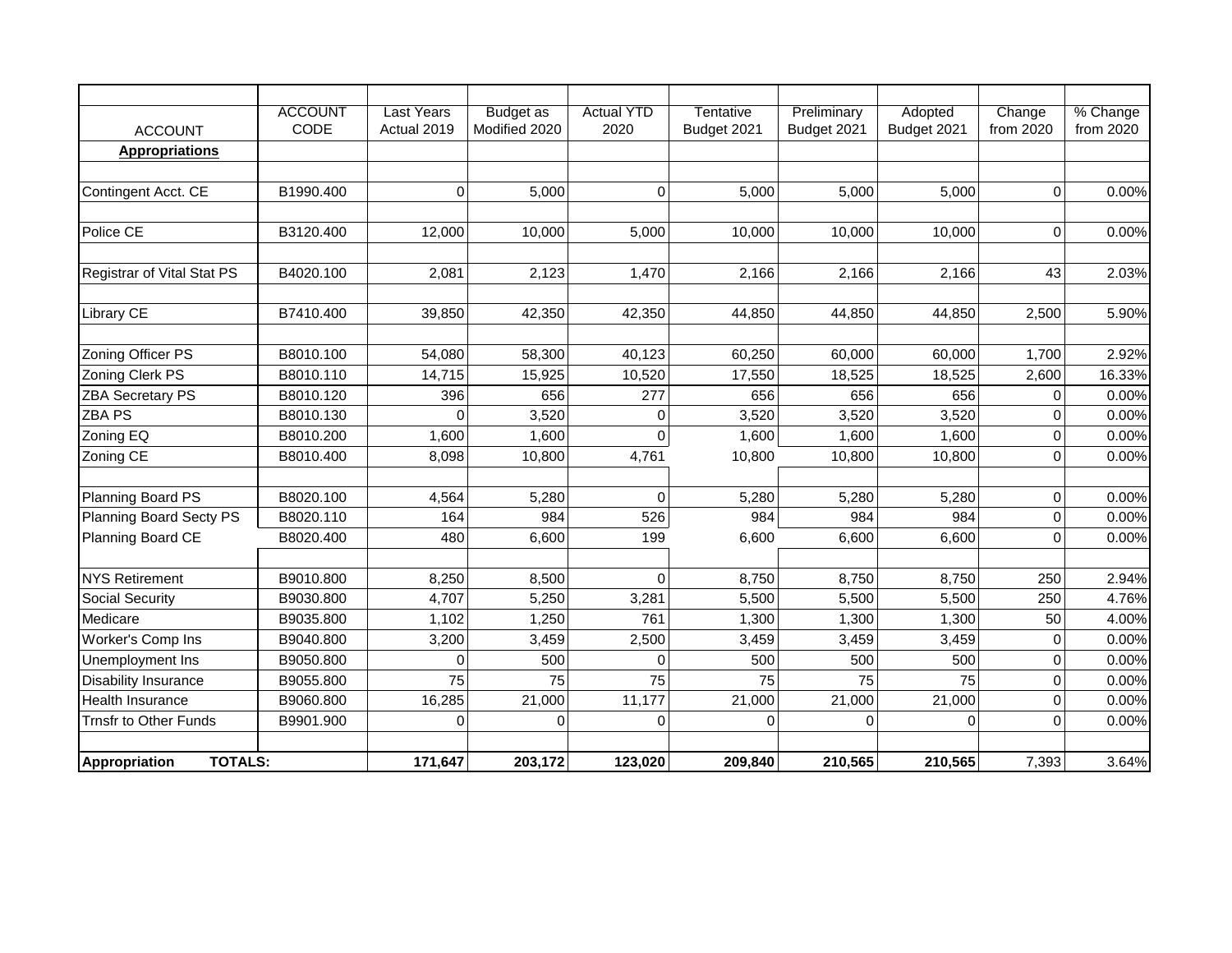| ACCOUNT | ACCOUNT CODE | Last Years Actual 2019 | Budget as Modified 2020 | Actual YTD 2020 | Tentative Budget 2021 | Preliminary Budget 2021 | Adopted Budget 2021 | Change from 2020 | % Change from 2020 |
|---|---|---|---|---|---|---|---|---|---|
| **Appropriations** | | | | | | | | | |
| | | | | | | | | | |
| Contingent Acct. CE | B1990.400 | 0 | 5,000 | 0 | 5,000 | 5,000 | 5,000 | 0 | 0.00% |
| | | | | | | | | | |
| Police CE | B3120.400 | 12,000 | 10,000 | 5,000 | 10,000 | 10,000 | 10,000 | 0 | 0.00% |
| | | | | | | | | | |
| Registrar of Vital Stat PS | B4020.100 | 2,081 | 2,123 | 1,470 | 2,166 | 2,166 | 2,166 | 43 | 2.03% |
| | | | | | | | | | |
| Library CE | B7410.400 | 39,850 | 42,350 | 42,350 | 44,850 | 44,850 | 44,850 | 2,500 | 5.90% |
| | | | | | | | | | |
| Zoning Officer PS | B8010.100 | 54,080 | 58,300 | 40,123 | 60,250 | 60,000 | 60,000 | 1,700 | 2.92% |
| Zoning Clerk PS | B8010.110 | 14,715 | 15,925 | 10,520 | 17,550 | 18,525 | 18,525 | 2,600 | 16.33% |
| ZBA Secretary PS | B8010.120 | 396 | 656 | 277 | 656 | 656 | 656 | 0 | 0.00% |
| ZBA PS | B8010.130 | 0 | 3,520 | 0 | 3,520 | 3,520 | 3,520 | 0 | 0.00% |
| Zoning EQ | B8010.200 | 1,600 | 1,600 | 0 | 1,600 | 1,600 | 1,600 | 0 | 0.00% |
| Zoning CE | B8010.400 | 8,098 | 10,800 | 4,761 | 10,800 | 10,800 | 10,800 | 0 | 0.00% |
| | | | | | | | | | |
| Planning Board PS | B8020.100 | 4,564 | 5,280 | 0 | 5,280 | 5,280 | 5,280 | 0 | 0.00% |
| Planning Board Secty PS | B8020.110 | 164 | 984 | 526 | 984 | 984 | 984 | 0 | 0.00% |
| Planning Board CE | B8020.400 | 480 | 6,600 | 199 | 6,600 | 6,600 | 6,600 | 0 | 0.00% |
| | | | | | | | | | |
| NYS Retirement | B9010.800 | 8,250 | 8,500 | 0 | 8,750 | 8,750 | 8,750 | 250 | 2.94% |
| Social Security | B9030.800 | 4,707 | 5,250 | 3,281 | 5,500 | 5,500 | 5,500 | 250 | 4.76% |
| Medicare | B9035.800 | 1,102 | 1,250 | 761 | 1,300 | 1,300 | 1,300 | 50 | 4.00% |
| Worker's Comp Ins | B9040.800 | 3,200 | 3,459 | 2,500 | 3,459 | 3,459 | 3,459 | 0 | 0.00% |
| Unemployment Ins | B9050.800 | 0 | 500 | 0 | 500 | 500 | 500 | 0 | 0.00% |
| Disability Insurance | B9055.800 | 75 | 75 | 75 | 75 | 75 | 75 | 0 | 0.00% |
| Health Insurance | B9060.800 | 16,285 | 21,000 | 11,177 | 21,000 | 21,000 | 21,000 | 0 | 0.00% |
| Trnsfr to Other Funds | B9901.900 | 0 | 0 | 0 | 0 | 0 | 0 | 0 | 0.00% |
| | | | | | | | | | |
| **Appropriation TOTALS:** | | **171,647** | **203,172** | **123,020** | **209,840** | **210,565** | **210,565** | 7,393 | 3.64% |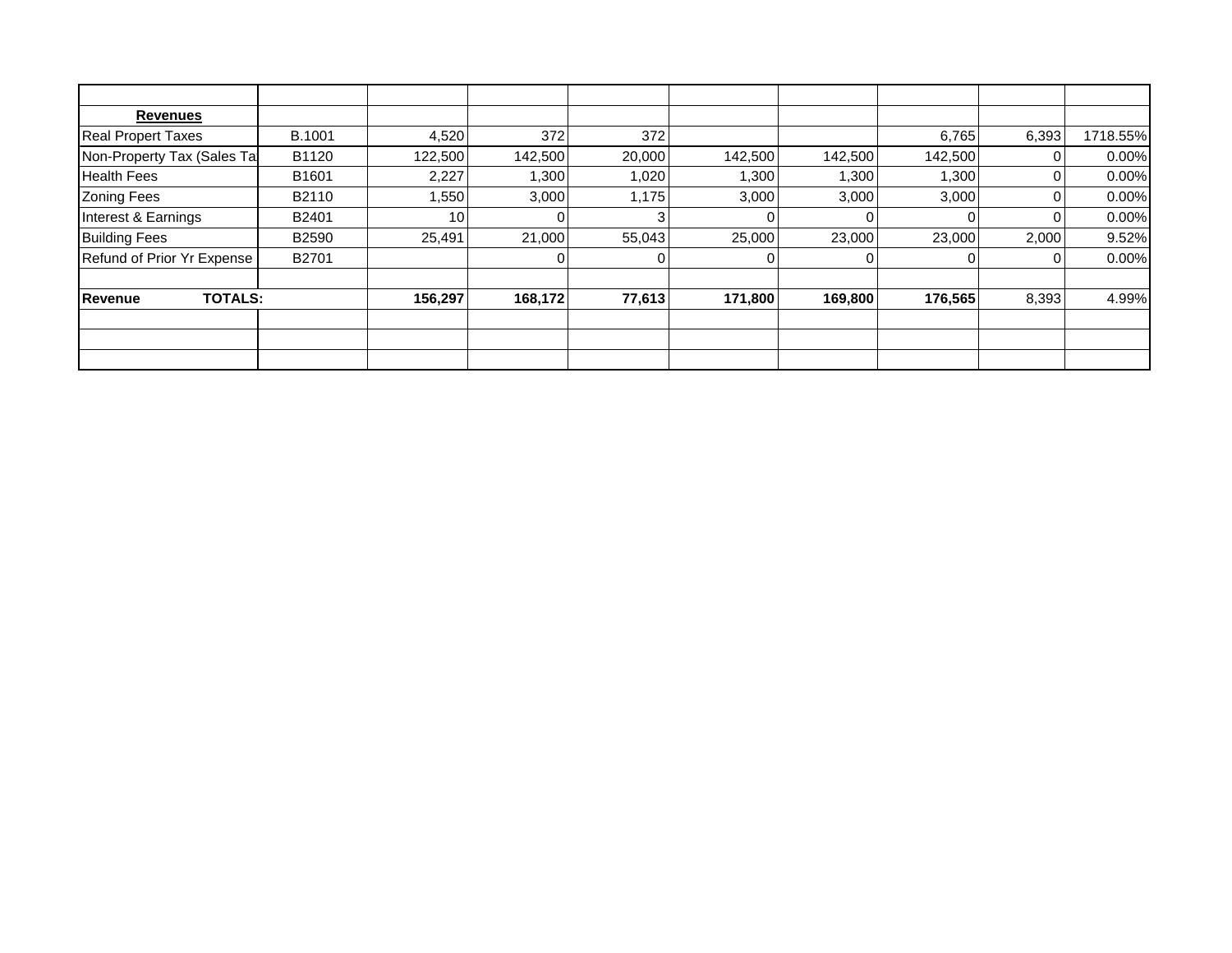| | | | | | | | | | |
|---|---|---|---|---|---|---|---|---|---|
| **Revenues** | | | | | | | | | |
| Real Propert Taxes | B.1001 | 4,520 | 372 | 372 | | | 6,765 | 6,393 | 1718.55% |
| Non-Property Tax (Sales Ta | B1120 | 122,500 | 142,500 | 20,000 | 142,500 | 142,500 | 142,500 | 0 | 0.00% |
| Health Fees | B1601 | 2,227 | 1,300 | 1,020 | 1,300 | 1,300 | 1,300 | 0 | 0.00% |
| Zoning Fees | B2110 | 1,550 | 3,000 | 1,175 | 3,000 | 3,000 | 3,000 | 0 | 0.00% |
| Interest & Earnings | B2401 | 10 | 0 | 3 | 0 | 0 | 0 | 0 | 0.00% |
| Building Fees | B2590 | 25,491 | 21,000 | 55,043 | 25,000 | 23,000 | 23,000 | 2,000 | 9.52% |
| Refund of Prior Yr Expense | B2701 | | 0 | 0 | 0 | 0 | 0 | 0 | 0.00% |
| | | | | | | | | | |
| **Revenue TOTALS:** | | **156,297** | **168,172** | **77,613** | **171,800** | **169,800** | **176,565** | 8,393 | 4.99% |
| | | | | | | | | | |
| | | | | | | | | | |
| | | | | | | | | | |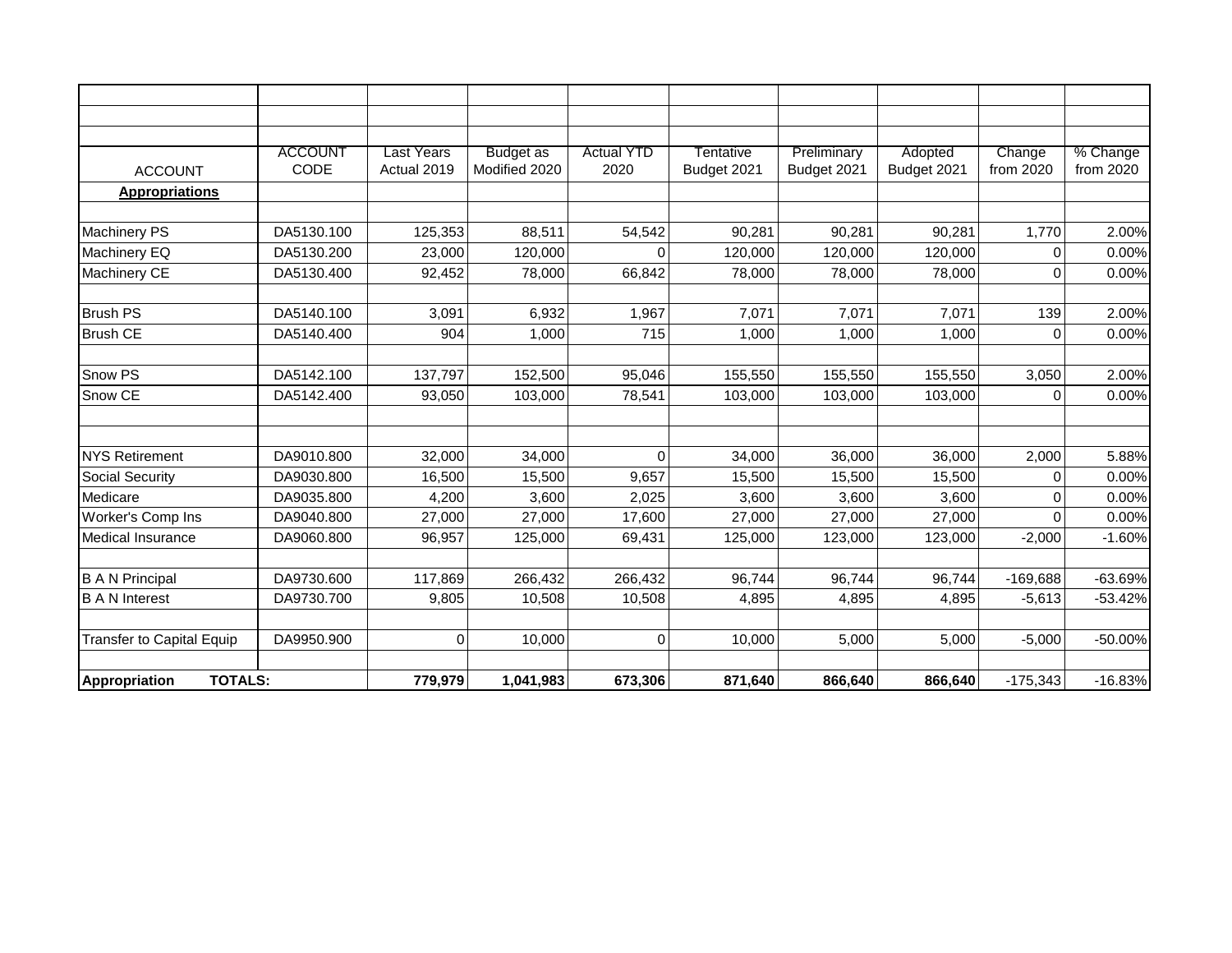| ACCOUNT | ACCOUNT CODE | Last Years Actual 2019 | Budget as Modified 2020 | Actual YTD 2020 | Tentative Budget 2021 | Preliminary Budget 2021 | Adopted Budget 2021 | Change from 2020 | % Change from 2020 |
|---|---|---|---|---|---|---|---|---|---|
| **Appropriations** | | | | | | | | | |
| | | | | | | | | | |
| Machinery PS | DA5130.100 | 125,353 | 88,511 | 54,542 | 90,281 | 90,281 | 90,281 | 1,770 | 2.00% |
| Machinery EQ | DA5130.200 | 23,000 | 120,000 | 0 | 120,000 | 120,000 | 120,000 | 0 | 0.00% |
| Machinery CE | DA5130.400 | 92,452 | 78,000 | 66,842 | 78,000 | 78,000 | 78,000 | 0 | 0.00% |
| | | | | | | | | | |
| Brush PS | DA5140.100 | 3,091 | 6,932 | 1,967 | 7,071 | 7,071 | 7,071 | 139 | 2.00% |
| Brush CE | DA5140.400 | 904 | 1,000 | 715 | 1,000 | 1,000 | 1,000 | 0 | 0.00% |
| | | | | | | | | | |
| Snow PS | DA5142.100 | 137,797 | 152,500 | 95,046 | 155,550 | 155,550 | 155,550 | 3,050 | 2.00% |
| Snow CE | DA5142.400 | 93,050 | 103,000 | 78,541 | 103,000 | 103,000 | 103,000 | 0 | 0.00% |
| | | | | | | | | | |
| | | | | | | | | | |
| NYS Retirement | DA9010.800 | 32,000 | 34,000 | 0 | 34,000 | 36,000 | 36,000 | 2,000 | 5.88% |
| Social Security | DA9030.800 | 16,500 | 15,500 | 9,657 | 15,500 | 15,500 | 15,500 | 0 | 0.00% |
| Medicare | DA9035.800 | 4,200 | 3,600 | 2,025 | 3,600 | 3,600 | 3,600 | 0 | 0.00% |
| Worker's Comp Ins | DA9040.800 | 27,000 | 27,000 | 17,600 | 27,000 | 27,000 | 27,000 | 0 | 0.00% |
| Medical Insurance | DA9060.800 | 96,957 | 125,000 | 69,431 | 125,000 | 123,000 | 123,000 | -2,000 | -1.60% |
| | | | | | | | | | |
| B A N Principal | DA9730.600 | 117,869 | 266,432 | 266,432 | 96,744 | 96,744 | 96,744 | -169,688 | -63.69% |
| B A N Interest | DA9730.700 | 9,805 | 10,508 | 10,508 | 4,895 | 4,895 | 4,895 | -5,613 | -53.42% |
| | | | | | | | | | |
| Transfer to Capital Equip | DA9950.900 | 0 | 10,000 | 0 | 10,000 | 5,000 | 5,000 | -5,000 | -50.00% |
| | | | | | | | | | |
| **Appropriation TOTALS:** | | **779,979** | **1,041,983** | **673,306** | **871,640** | **866,640** | **866,640** | -175,343 | -16.83% |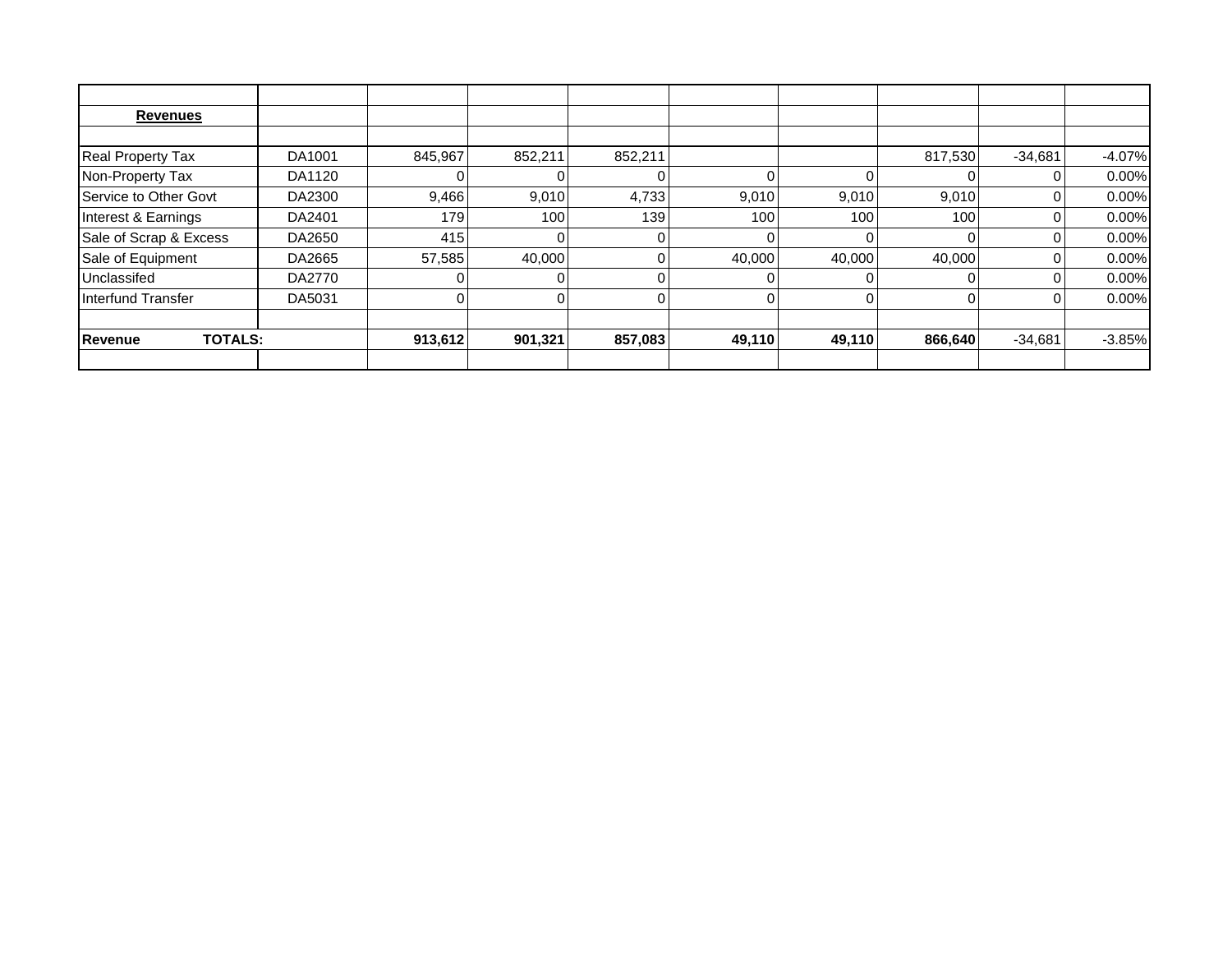| | | | | | | | | | |
|---|---|---|---|---|---|---|---|---|---|
| **Revenues** | | | | | | | | | |
| | | | | | | | | | |
| Real Property Tax | DA1001 | 845,967 | 852,211 | 852,211 | | | 817,530 | -34,681 | -4.07% |
| Non-Property Tax | DA1120 | 0 | 0 | 0 | 0 | 0 | 0 | 0 | 0.00% |
| Service to Other Govt | DA2300 | 9,466 | 9,010 | 4,733 | 9,010 | 9,010 | 9,010 | 0 | 0.00% |
| Interest & Earnings | DA2401 | 179 | 100 | 139 | 100 | 100 | 100 | 0 | 0.00% |
| Sale of Scrap & Excess | DA2650 | 415 | 0 | 0 | 0 | 0 | 0 | 0 | 0.00% |
| Sale of Equipment | DA2665 | 57,585 | 40,000 | 0 | 40,000 | 40,000 | 40,000 | 0 | 0.00% |
| Unclassifed | DA2770 | 0 | 0 | 0 | 0 | 0 | 0 | 0 | 0.00% |
| Interfund Transfer | DA5031 | 0 | 0 | 0 | 0 | 0 | 0 | 0 | 0.00% |
| | | | | | | | | | |
| **Revenue TOTALS:** | | **913,612** | **901,321** | **857,083** | **49,110** | **49,110** | **866,640** | -34,681 | -3.85% |
| | | | | | | | | | |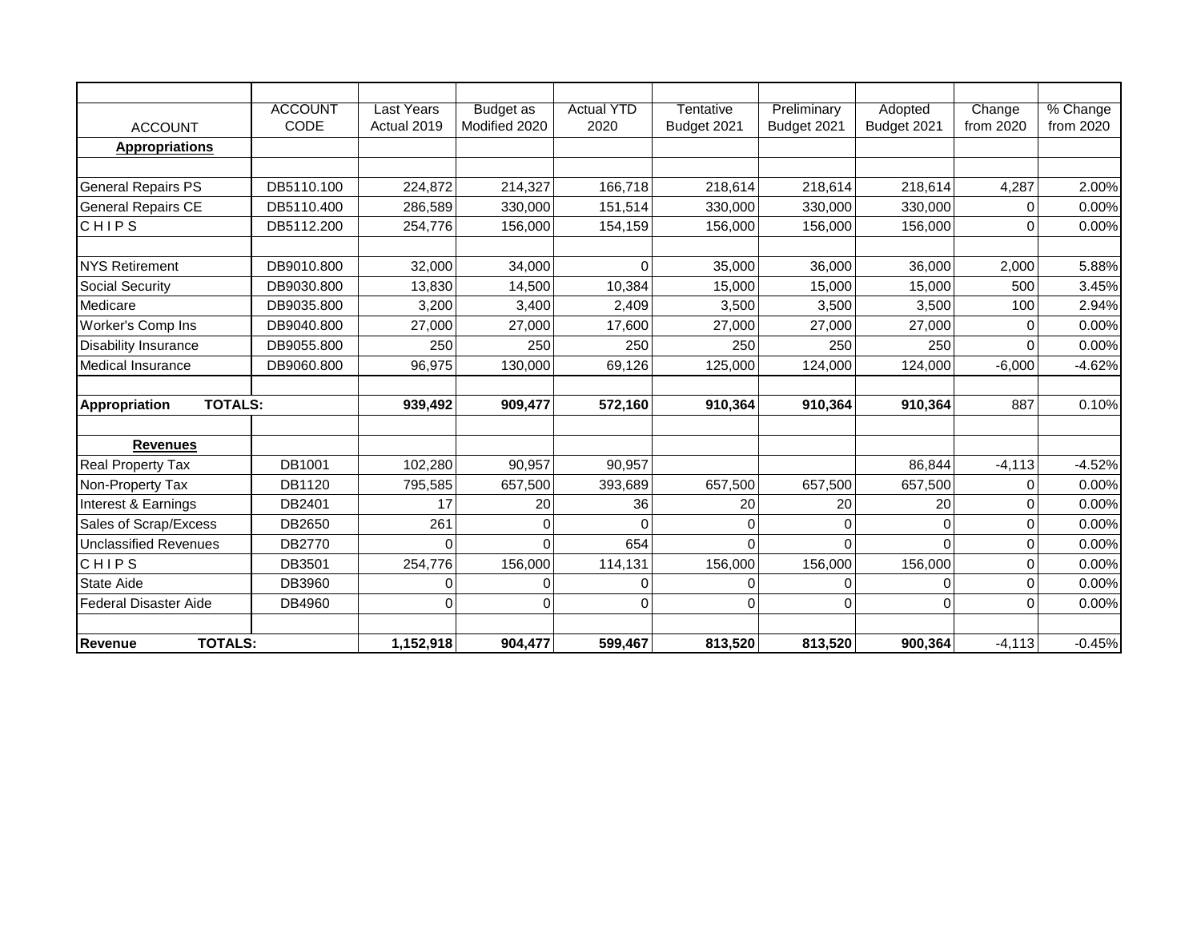| ACCOUNT | ACCOUNT CODE | Last Years Actual 2019 | Budget as Modified 2020 | Actual YTD 2020 | Tentative Budget 2021 | Preliminary Budget 2021 | Adopted Budget 2021 | Change from 2020 | % Change from 2020 |
|---|---|---|---|---|---|---|---|---|---|
| **Appropriations** | | | | | | | | | |
| | | | | | | | | | |
| General Repairs PS | DB5110.100 | 224,872 | 214,327 | 166,718 | 218,614 | 218,614 | 218,614 | 4,287 | 2.00% |
| General Repairs CE | DB5110.400 | 286,589 | 330,000 | 151,514 | 330,000 | 330,000 | 330,000 | 0 | 0.00% |
| C H I P S | DB5112.200 | 254,776 | 156,000 | 154,159 | 156,000 | 156,000 | 156,000 | 0 | 0.00% |
| | | | | | | | | | |
| NYS Retirement | DB9010.800 | 32,000 | 34,000 | 0 | 35,000 | 36,000 | 36,000 | 2,000 | 5.88% |
| Social Security | DB9030.800 | 13,830 | 14,500 | 10,384 | 15,000 | 15,000 | 15,000 | 500 | 3.45% |
| Medicare | DB9035.800 | 3,200 | 3,400 | 2,409 | 3,500 | 3,500 | 3,500 | 100 | 2.94% |
| Worker's Comp Ins | DB9040.800 | 27,000 | 27,000 | 17,600 | 27,000 | 27,000 | 27,000 | 0 | 0.00% |
| Disability Insurance | DB9055.800 | 250 | 250 | 250 | 250 | 250 | 250 | 0 | 0.00% |
| Medical Insurance | DB9060.800 | 96,975 | 130,000 | 69,126 | 125,000 | 124,000 | 124,000 | -6,000 | -4.62% |
| | | | | | | | | | |
| **Appropriation TOTALS:** | | **939,492** | **909,477** | **572,160** | **910,364** | **910,364** | **910,364** | 887 | 0.10% |
| | | | | | | | | | |
| **Revenues** | | | | | | | | | |
| Real Property Tax | DB1001 | 102,280 | 90,957 | 90,957 | | | 86,844 | -4,113 | -4.52% |
| Non-Property Tax | DB1120 | 795,585 | 657,500 | 393,689 | 657,500 | 657,500 | 657,500 | 0 | 0.00% |
| Interest & Earnings | DB2401 | 17 | 20 | 36 | 20 | 20 | 20 | 0 | 0.00% |
| Sales of Scrap/Excess | DB2650 | 261 | 0 | 0 | 0 | 0 | 0 | 0 | 0.00% |
| Unclassified Revenues | DB2770 | 0 | 0 | 654 | 0 | 0 | 0 | 0 | 0.00% |
| C H I P S | DB3501 | 254,776 | 156,000 | 114,131 | 156,000 | 156,000 | 156,000 | 0 | 0.00% |
| State Aide | DB3960 | 0 | 0 | 0 | 0 | 0 | 0 | 0 | 0.00% |
| Federal Disaster Aide | DB4960 | 0 | 0 | 0 | 0 | 0 | 0 | 0 | 0.00% |
| | | | | | | | | | |
| **Revenue TOTALS:** | | **1,152,918** | **904,477** | **599,467** | **813,520** | **813,520** | **900,364** | -4,113 | -0.45% |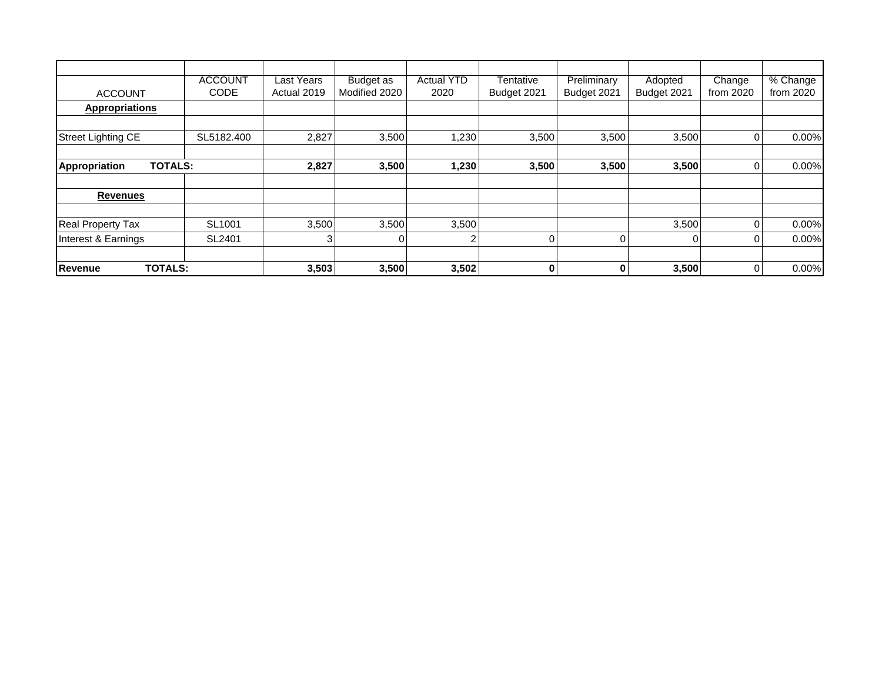| ACCOUNT | ACCOUNT CODE | Last Years Actual 2019 | Budget as Modified 2020 | Actual YTD 2020 | Tentative Budget 2021 | Preliminary Budget 2021 | Adopted Budget 2021 | Change from 2020 | % Change from 2020 |
|---|---|---|---|---|---|---|---|---|---|
| **Appropriations** | | | | | | | | | |
| | | | | | | | | | |
| Street Lighting CE | SL5182.400 | 2,827 | 3,500 | 1,230 | 3,500 | 3,500 | 3,500 | 0 | 0.00% |
| | | | | | | | | | |
| **Appropriation TOTALS:** | | **2,827** | **3,500** | **1,230** | **3,500** | **3,500** | **3,500** | 0 | 0.00% |
| | | | | | | | | | |
| **Revenues** | | | | | | | | | |
| | | | | | | | | | |
| Real Property Tax | SL1001 | 3,500 | 3,500 | 3,500 | | | 3,500 | 0 | 0.00% |
| Interest & Earnings | SL2401 | 3 | 0 | 2 | 0 | 0 | 0 | 0 | 0.00% |
| | | | | | | | | | |
| **Revenue TOTALS:** | | **3,503** | **3,500** | **3,502** | **0** | **0** | **3,500** | 0 | 0.00% |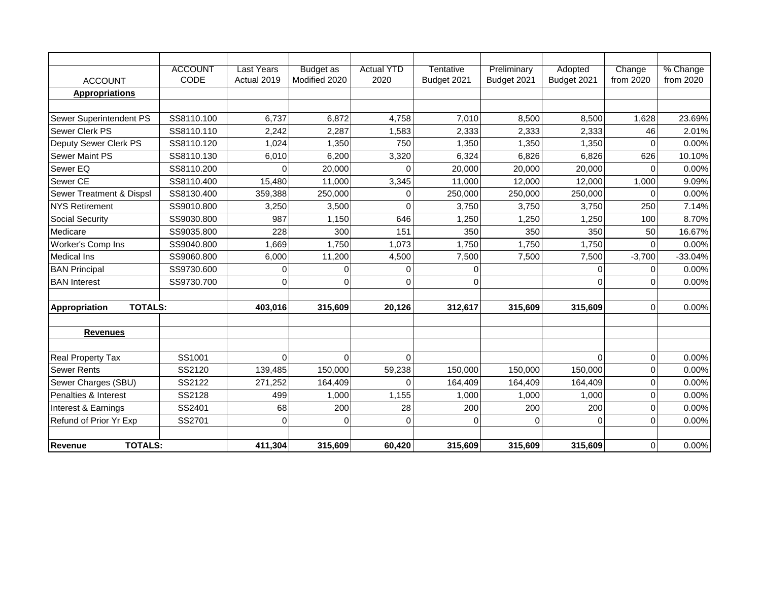| ACCOUNT | ACCOUNT CODE | Last Years Actual 2019 | Budget as Modified 2020 | Actual YTD 2020 | Tentative Budget 2021 | Preliminary Budget 2021 | Adopted Budget 2021 | Change from 2020 | % Change from 2020 |
|---|---|---|---|---|---|---|---|---|---|
| **Appropriations** | | | | | | | | | |
| | | | | | | | | | |
| Sewer Superintendent PS | SS8110.100 | 6,737 | 6,872 | 4,758 | 7,010 | 8,500 | 8,500 | 1,628 | 23.69% |
| Sewer Clerk PS | SS8110.110 | 2,242 | 2,287 | 1,583 | 2,333 | 2,333 | 2,333 | 46 | 2.01% |
| Deputy Sewer Clerk PS | SS8110.120 | 1,024 | 1,350 | 750 | 1,350 | 1,350 | 1,350 | 0 | 0.00% |
| Sewer Maint PS | SS8110.130 | 6,010 | 6,200 | 3,320 | 6,324 | 6,826 | 6,826 | 626 | 10.10% |
| Sewer EQ | SS8110.200 | 0 | 20,000 | 0 | 20,000 | 20,000 | 20,000 | 0 | 0.00% |
| Sewer CE | SS8110.400 | 15,480 | 11,000 | 3,345 | 11,000 | 12,000 | 12,000 | 1,000 | 9.09% |
| Sewer Treatment & Dispsl | SS8130.400 | 359,388 | 250,000 | 0 | 250,000 | 250,000 | 250,000 | 0 | 0.00% |
| NYS Retirement | SS9010.800 | 3,250 | 3,500 | 0 | 3,750 | 3,750 | 3,750 | 250 | 7.14% |
| Social Security | SS9030.800 | 987 | 1,150 | 646 | 1,250 | 1,250 | 1,250 | 100 | 8.70% |
| Medicare | SS9035.800 | 228 | 300 | 151 | 350 | 350 | 350 | 50 | 16.67% |
| Worker's Comp Ins | SS9040.800 | 1,669 | 1,750 | 1,073 | 1,750 | 1,750 | 1,750 | 0 | 0.00% |
| Medical Ins | SS9060.800 | 6,000 | 11,200 | 4,500 | 7,500 | 7,500 | 7,500 | -3,700 | -33.04% |
| BAN Principal | SS9730.600 | 0 | 0 | 0 | 0 | | 0 | 0 | 0.00% |
| BAN Interest | SS9730.700 | 0 | 0 | 0 | 0 | | 0 | 0 | 0.00% |
| | | | | | | | | | |
| **Appropriation TOTALS:** | | **403,016** | **315,609** | **20,126** | **312,617** | **315,609** | **315,609** | 0 | 0.00% |
| | | | | | | | | | |
| **Revenues** | | | | | | | | | |
| | | | | | | | | | |
| Real Property Tax | SS1001 | 0 | 0 | 0 | | | 0 | 0 | 0.00% |
| Sewer Rents | SS2120 | 139,485 | 150,000 | 59,238 | 150,000 | 150,000 | 150,000 | 0 | 0.00% |
| Sewer Charges (SBU) | SS2122 | 271,252 | 164,409 | 0 | 164,409 | 164,409 | 164,409 | 0 | 0.00% |
| Penalties & Interest | SS2128 | 499 | 1,000 | 1,155 | 1,000 | 1,000 | 1,000 | 0 | 0.00% |
| Interest & Earnings | SS2401 | 68 | 200 | 28 | 200 | 200 | 200 | 0 | 0.00% |
| Refund of Prior Yr Exp | SS2701 | 0 | 0 | 0 | 0 | 0 | 0 | 0 | 0.00% |
| | | | | | | | | | |
| **Revenue TOTALS:** | | **411,304** | **315,609** | **60,420** | **315,609** | **315,609** | **315,609** | 0 | 0.00% |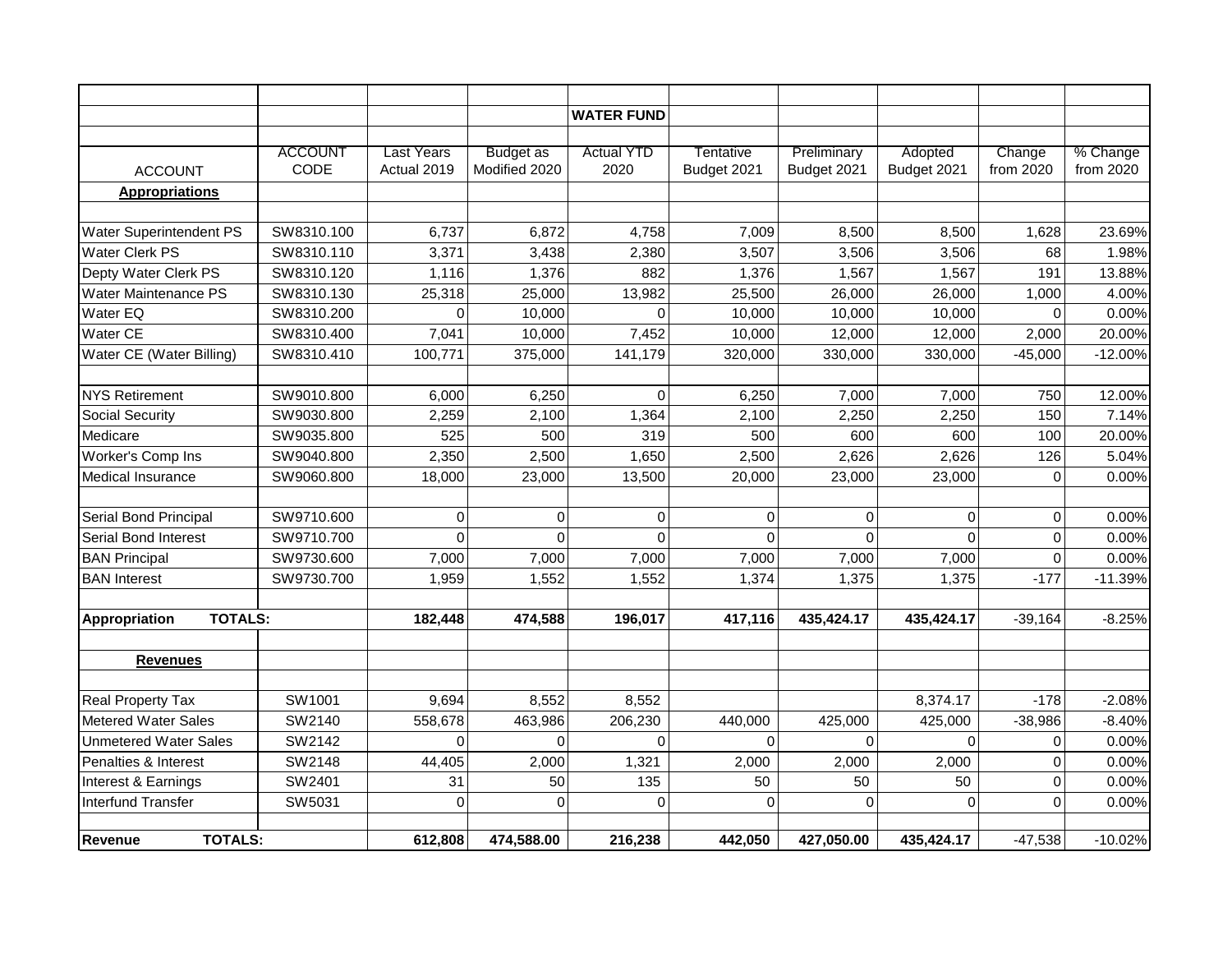| | | | | WATER FUND | | | | | |
|---|---|---|---|---|---|---|---|---|---|
| ACCOUNT | ACCOUNT CODE | Last Years Actual 2019 | Budget as Modified 2020 | Actual YTD 2020 | Tentative Budget 2021 | Preliminary Budget 2021 | Adopted Budget 2021 | Change from 2020 | % Change from 2020 |
| **Appropriations** | | | | | | | | | |
| | | | | | | | | | |
| Water Superintendent PS | SW8310.100 | 6,737 | 6,872 | 4,758 | 7,009 | 8,500 | 8,500 | 1,628 | 23.69% |
| Water Clerk PS | SW8310.110 | 3,371 | 3,438 | 2,380 | 3,507 | 3,506 | 3,506 | 68 | 1.98% |
| Depty Water Clerk PS | SW8310.120 | 1,116 | 1,376 | 882 | 1,376 | 1,567 | 1,567 | 191 | 13.88% |
| Water Maintenance PS | SW8310.130 | 25,318 | 25,000 | 13,982 | 25,500 | 26,000 | 26,000 | 1,000 | 4.00% |
| Water EQ | SW8310.200 | 0 | 10,000 | 0 | 10,000 | 10,000 | 10,000 | 0 | 0.00% |
| Water CE | SW8310.400 | 7,041 | 10,000 | 7,452 | 10,000 | 12,000 | 12,000 | 2,000 | 20.00% |
| Water CE (Water Billing) | SW8310.410 | 100,771 | 375,000 | 141,179 | 320,000 | 330,000 | 330,000 | -45,000 | -12.00% |
| | | | | | | | | | |
| NYS Retirement | SW9010.800 | 6,000 | 6,250 | 0 | 6,250 | 7,000 | 7,000 | 750 | 12.00% |
| Social Security | SW9030.800 | 2,259 | 2,100 | 1,364 | 2,100 | 2,250 | 2,250 | 150 | 7.14% |
| Medicare | SW9035.800 | 525 | 500 | 319 | 500 | 600 | 600 | 100 | 20.00% |
| Worker's Comp Ins | SW9040.800 | 2,350 | 2,500 | 1,650 | 2,500 | 2,626 | 2,626 | 126 | 5.04% |
| Medical Insurance | SW9060.800 | 18,000 | 23,000 | 13,500 | 20,000 | 23,000 | 23,000 | 0 | 0.00% |
| | | | | | | | | | |
| Serial Bond Principal | SW9710.600 | 0 | 0 | 0 | 0 | 0 | 0 | 0 | 0.00% |
| Serial Bond Interest | SW9710.700 | 0 | 0 | 0 | 0 | 0 | 0 | 0 | 0.00% |
| BAN Principal | SW9730.600 | 7,000 | 7,000 | 7,000 | 7,000 | 7,000 | 7,000 | 0 | 0.00% |
| BAN Interest | SW9730.700 | 1,959 | 1,552 | 1,552 | 1,374 | 1,375 | 1,375 | -177 | -11.39% |
| | | | | | | | | | |
| **Appropriation TOTALS:** | | **182,448** | **474,588** | **196,017** | **417,116** | **435,424.17** | **435,424.17** | -39,164 | -8.25% |
| | | | | | | | | | |
| **Revenues** | | | | | | | | | |
| | | | | | | | | | |
| Real Property Tax | SW1001 | 9,694 | 8,552 | 8,552 | | | 8,374.17 | -178 | -2.08% |
| Metered Water Sales | SW2140 | 558,678 | 463,986 | 206,230 | 440,000 | 425,000 | 425,000 | -38,986 | -8.40% |
| Unmetered Water Sales | SW2142 | 0 | 0 | 0 | 0 | 0 | 0 | 0 | 0.00% |
| Penalties & Interest | SW2148 | 44,405 | 2,000 | 1,321 | 2,000 | 2,000 | 2,000 | 0 | 0.00% |
| Interest & Earnings | SW2401 | 31 | 50 | 135 | 50 | 50 | 50 | 0 | 0.00% |
| Interfund Transfer | SW5031 | 0 | 0 | 0 | 0 | 0 | 0 | 0 | 0.00% |
| | | | | | | | | | |
| **Revenue TOTALS:** | | **612,808** | **474,588.00** | **216,238** | **442,050** | **427,050.00** | **435,424.17** | -47,538 | -10.02% |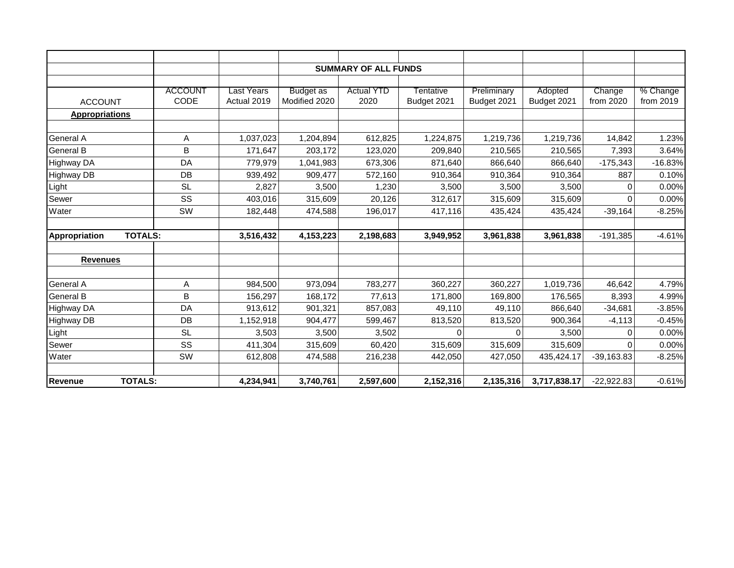## SUMMARY OF ALL FUNDS

| ACCOUNT | ACCOUNT CODE | Last Years Actual 2019 | Budget as Modified 2020 | Actual YTD 2020 | Tentative Budget 2021 | Preliminary Budget 2021 | Adopted Budget 2021 | Change from 2020 | % Change from 2019 |
|---|---|---|---|---|---|---|---|---|---|
| **Appropriations** | | | | | | | | | |
| General A | A | 1,037,023 | 1,204,894 | 612,825 | 1,224,875 | 1,219,736 | 1,219,736 | 14,842 | 1.23% |
| General B | B | 171,647 | 203,172 | 123,020 | 209,840 | 210,565 | 210,565 | 7,393 | 3.64% |
| Highway DA | DA | 779,979 | 1,041,983 | 673,306 | 871,640 | 866,640 | 866,640 | -175,343 | -16.83% |
| Highway DB | DB | 939,492 | 909,477 | 572,160 | 910,364 | 910,364 | 910,364 | 887 | 0.10% |
| Light | SL | 2,827 | 3,500 | 1,230 | 3,500 | 3,500 | 3,500 | 0 | 0.00% |
| Sewer | SS | 403,016 | 315,609 | 20,126 | 312,617 | 315,609 | 315,609 | 0 | 0.00% |
| Water | SW | 182,448 | 474,588 | 196,017 | 417,116 | 435,424 | 435,424 | -39,164 | -8.25% |
| **Appropriation TOTALS:** | | **3,516,432** | **4,153,223** | **2,198,683** | **3,949,952** | **3,961,838** | **3,961,838** | -191,385 | -4.61% |
| **Revenues** | | | | | | | | | |
| General A | A | 984,500 | 973,094 | 783,277 | 360,227 | 360,227 | 1,019,736 | 46,642 | 4.79% |
| General B | B | 156,297 | 168,172 | 77,613 | 171,800 | 169,800 | 176,565 | 8,393 | 4.99% |
| Highway DA | DA | 913,612 | 901,321 | 857,083 | 49,110 | 49,110 | 866,640 | -34,681 | -3.85% |
| Highway DB | DB | 1,152,918 | 904,477 | 599,467 | 813,520 | 813,520 | 900,364 | -4,113 | -0.45% |
| Light | SL | 3,503 | 3,500 | 3,502 | 0 | 0 | 3,500 | 0 | 0.00% |
| Sewer | SS | 411,304 | 315,609 | 60,420 | 315,609 | 315,609 | 315,609 | 0 | 0.00% |
| Water | SW | 612,808 | 474,588 | 216,238 | 442,050 | 427,050 | 435,424.17 | -39,163.83 | -8.25% |
| **Revenue TOTALS:** | | **4,234,941** | **3,740,761** | **2,597,600** | **2,152,316** | **2,135,316** | **3,717,838.17** | -22,922.83 | -0.61% |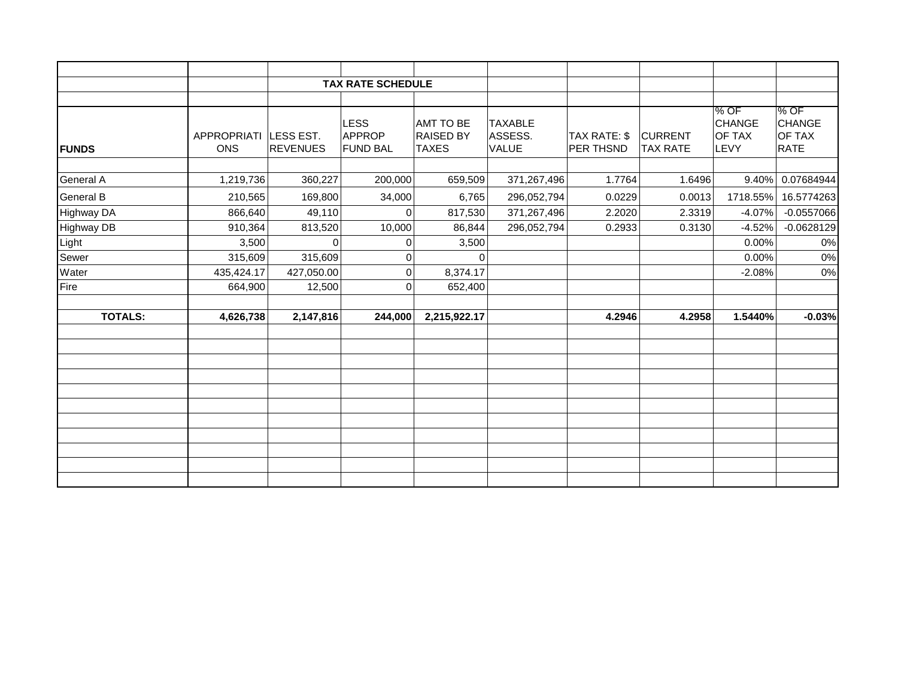## TAX RATE SCHEDULE

| FUNDS | APPROPRIATIONS | LESS EST. REVENUES | LESS APPROP FUND BAL | AMT TO BE RAISED BY TAXES | TAXABLE ASSESS. VALUE | TAX RATE: $ PER THSND | CURRENT TAX RATE | % OF CHANGE OF TAX LEVY | % OF CHANGE OF TAX RATE |
|---|---|---|---|---|---|---|---|---|---|
| General A | 1,219,736 | 360,227 | 200,000 | 659,509 | 371,267,496 | 1.7764 | 1.6496 | 9.40% | 0.07684944 |
| General B | 210,565 | 169,800 | 34,000 | 6,765 | 296,052,794 | 0.0229 | 0.0013 | 1718.55% | 16.5774263 |
| Highway DA | 866,640 | 49,110 | 0 | 817,530 | 371,267,496 | 2.2020 | 2.3319 | -4.07% | -0.0557066 |
| Highway DB | 910,364 | 813,520 | 10,000 | 86,844 | 296,052,794 | 0.2933 | 0.3130 | -4.52% | -0.0628129 |
| Light | 3,500 | 0 | 0 | 3,500 | | | | 0.00% | 0% |
| Sewer | 315,609 | 315,609 | 0 | 0 | | | | 0.00% | 0% |
| Water | 435,424.17 | 427,050.00 | 0 | 8,374.17 | | | | -2.08% | 0% |
| Fire | 664,900 | 12,500 | 0 | 652,400 | | | | | |
| **TOTALS:** | **4,626,738** | **2,147,816** | **244,000** | **2,215,922.17** | | **4.2946** | **4.2958** | **1.5440%** | **-0.03%** |